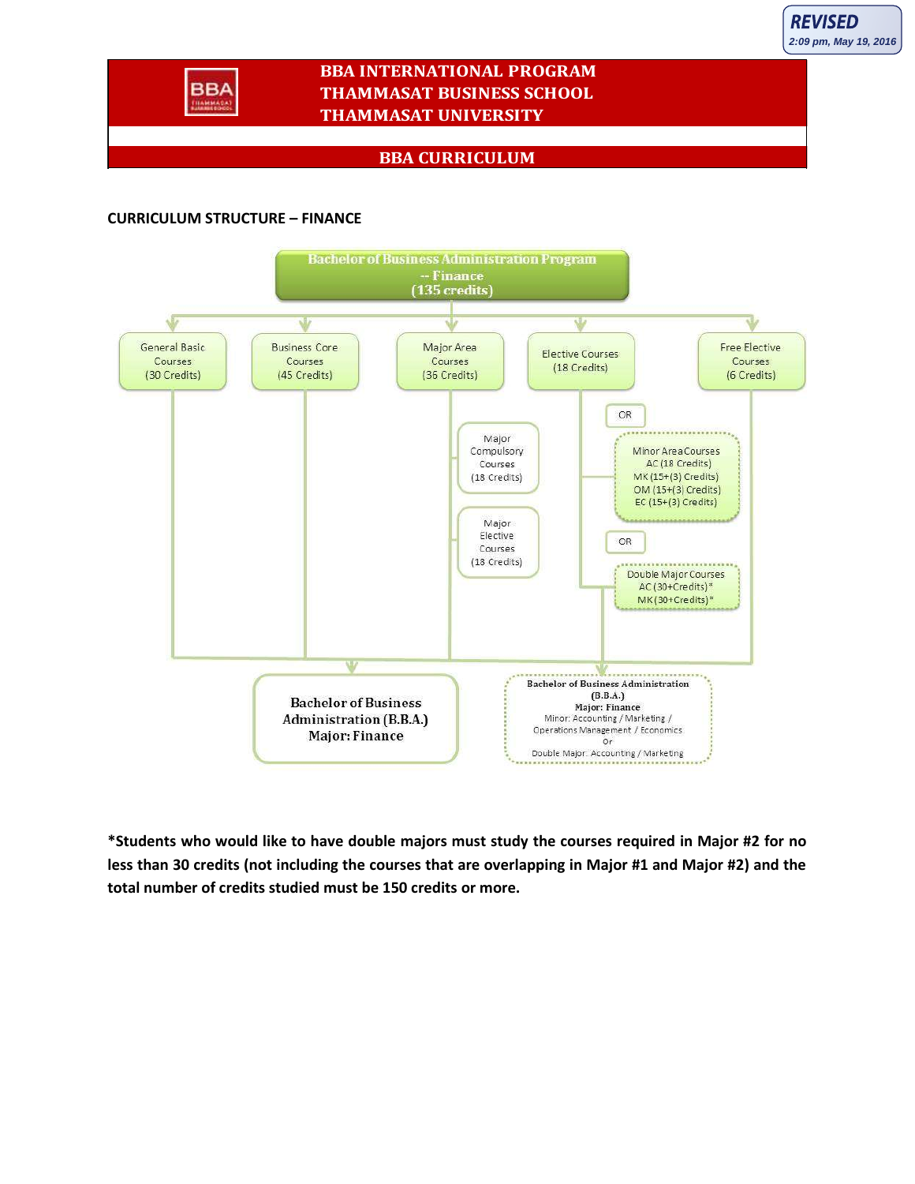REVISED
2:09 pm, May 19, 2016

# BBA INTERNATIONAL PROGRAM
# THAMMASAT BUSINESS SCHOOL
# THAMMASAT UNIVERSITY

## BBA CURRICULUM

### CURRICULUM STRUCTURE – FINANCE

**Bachelor of Business Administration Program -- Finance (135 credits)**

- General Basic Courses (30 Credits)
- Business Core Courses (45 Credits)
- Major Area Courses (36 Credits)
  - Major Compulsory Courses (18 Credits)
  - Major Elective Courses (18 Credits)
- Elective Courses (18 Credits)
  - OR Minor Area Courses
    - AC (18 Credits)
    - MK (15+(3) Credits)
    - OM (15+(3) Credits)
    - EC (15+(3) Credits)
  - OR Double Major Courses
    - AC (30+Credits)*
    - MK (30+Credits)*
- Free Elective Courses (6 Credits)

**Bachelor of Business Administration (B.B.A.) Major: Finance**

**Bachelor of Business Administration (B.B.A.)**
**Major: Finance**
Minor: Accounting / Marketing / Operations Management / Economics
Or
Double Major: Accounting / Marketing

**\*Students who would like to have double majors must study the courses required in Major #2 for no less than 30 credits (not including the courses that are overlapping in Major #1 and Major #2) and the total number of credits studied must be 150 credits or more.**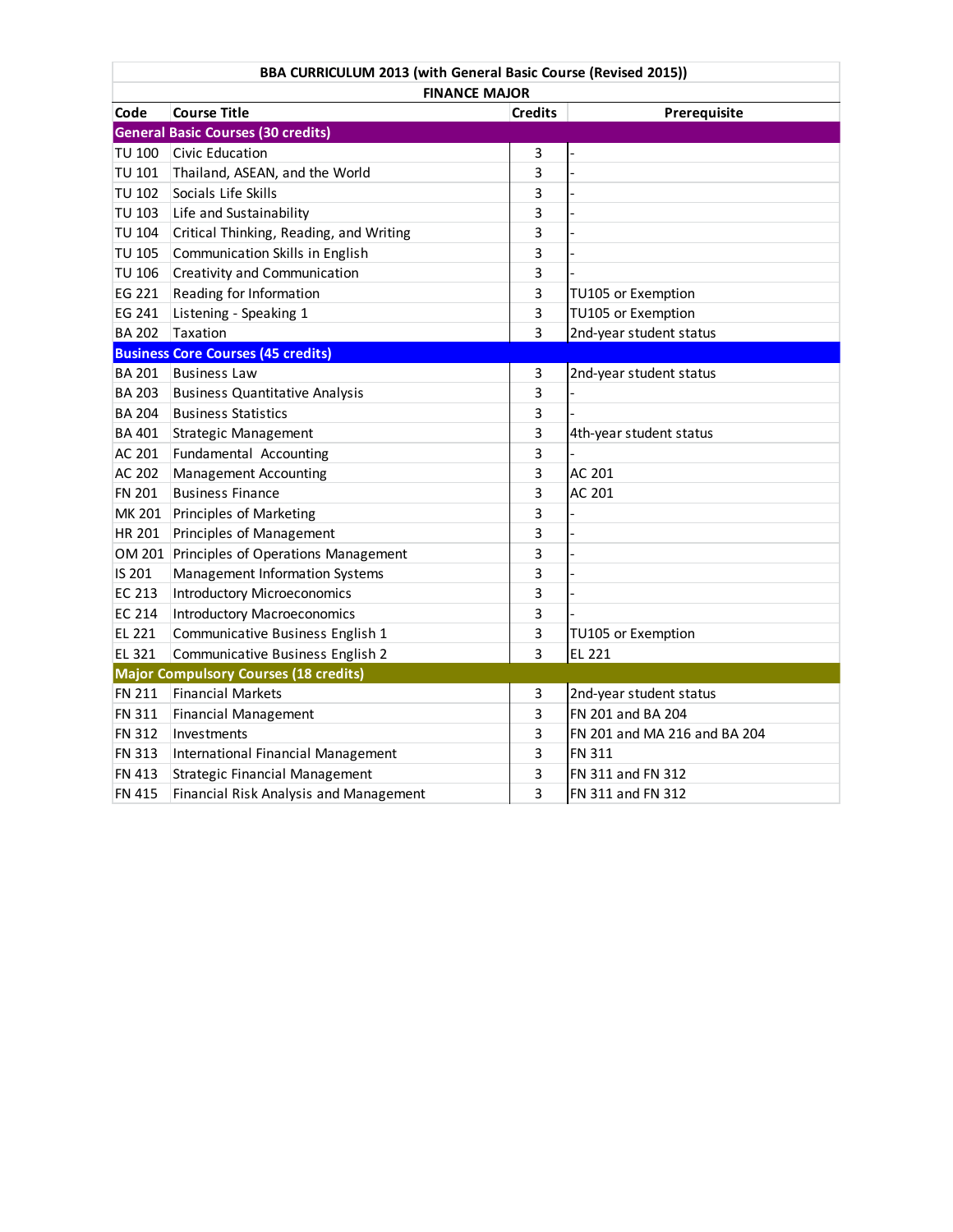| BBA CURRICULUM 2013 (with General Basic Course (Revised 2015)) | | | |
|---|---|---|---|
| **FINANCE MAJOR** | | | |
| **Code** | **Course Title** | **Credits** | **Prerequisite** |
| **General Basic Courses (30 credits)** | | | |
| TU 100 | Civic Education | 3 | - |
| TU 101 | Thailand, ASEAN, and the World | 3 | - |
| TU 102 | Socials Life Skills | 3 | - |
| TU 103 | Life and Sustainability | 3 | - |
| TU 104 | Critical Thinking, Reading, and Writing | 3 | - |
| TU 105 | Communication Skills in English | 3 | - |
| TU 106 | Creativity and Communication | 3 | - |
| EG 221 | Reading for Information | 3 | TU105 or Exemption |
| EG 241 | Listening - Speaking 1 | 3 | TU105 or Exemption |
| BA 202 | Taxation | 3 | 2nd-year student status |
| **Business Core Courses (45 credits)** | | | |
| BA 201 | Business Law | 3 | 2nd-year student status |
| BA 203 | Business Quantitative Analysis | 3 | - |
| BA 204 | Business Statistics | 3 | - |
| BA 401 | Strategic Management | 3 | 4th-year student status |
| AC 201 | Fundamental Accounting | 3 | - |
| AC 202 | Management Accounting | 3 | AC 201 |
| FN 201 | Business Finance | 3 | AC 201 |
| MK 201 | Principles of Marketing | 3 | - |
| HR 201 | Principles of Management | 3 | - |
| OM 201 | Principles of Operations Management | 3 | - |
| IS 201 | Management Information Systems | 3 | - |
| EC 213 | Introductory Microeconomics | 3 | - |
| EC 214 | Introductory Macroeconomics | 3 | - |
| EL 221 | Communicative Business English 1 | 3 | TU105 or Exemption |
| EL 321 | Communicative Business English 2 | 3 | EL 221 |
| **Major Compulsory Courses (18 credits)** | | | |
| FN 211 | Financial Markets | 3 | 2nd-year student status |
| FN 311 | Financial Management | 3 | FN 201 and BA 204 |
| FN 312 | Investments | 3 | FN 201 and MA 216 and BA 204 |
| FN 313 | International Financial Management | 3 | FN 311 |
| FN 413 | Strategic Financial Management | 3 | FN 311 and FN 312 |
| FN 415 | Financial Risk Analysis and Management | 3 | FN 311 and FN 312 |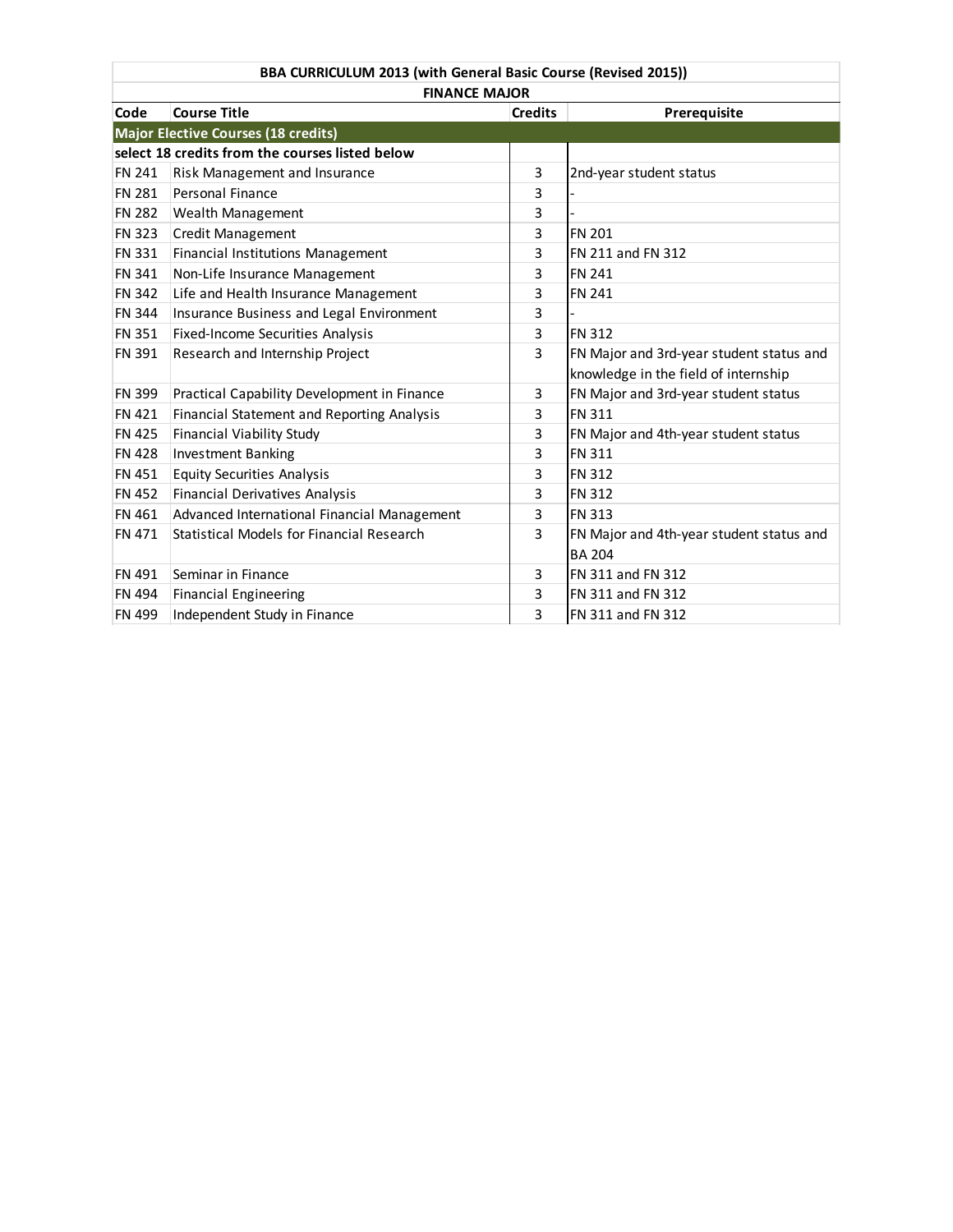| BBA CURRICULUM 2013 (with General Basic Course (Revised 2015)) | | | |
|---|---|---|---|
| **FINANCE MAJOR** | | | |
| **Code** | **Course Title** | **Credits** | **Prerequisite** |
| **Major Elective Courses (18 credits)** | | | |
| **select 18 credits from the courses listed below** | | | |
| FN 241 | Risk Management and Insurance | 3 | 2nd-year student status |
| FN 281 | Personal Finance | 3 | - |
| FN 282 | Wealth Management | 3 | - |
| FN 323 | Credit Management | 3 | FN 201 |
| FN 331 | Financial Institutions Management | 3 | FN 211 and FN 312 |
| FN 341 | Non-Life Insurance Management | 3 | FN 241 |
| FN 342 | Life and Health Insurance Management | 3 | FN 241 |
| FN 344 | Insurance Business and Legal Environment | 3 | - |
| FN 351 | Fixed-Income Securities Analysis | 3 | FN 312 |
| FN 391 | Research and Internship Project | 3 | FN Major and 3rd-year student status and knowledge in the field of internship |
| FN 399 | Practical Capability Development in Finance | 3 | FN Major and 3rd-year student status |
| FN 421 | Financial Statement and Reporting Analysis | 3 | FN 311 |
| FN 425 | Financial Viability Study | 3 | FN Major and 4th-year student status |
| FN 428 | Investment Banking | 3 | FN 311 |
| FN 451 | Equity Securities Analysis | 3 | FN 312 |
| FN 452 | Financial Derivatives Analysis | 3 | FN 312 |
| FN 461 | Advanced International Financial Management | 3 | FN 313 |
| FN 471 | Statistical Models for Financial Research | 3 | FN Major and 4th-year student status and BA 204 |
| FN 491 | Seminar in Finance | 3 | FN 311 and FN 312 |
| FN 494 | Financial Engineering | 3 | FN 311 and FN 312 |
| FN 499 | Independent Study in Finance | 3 | FN 311 and FN 312 |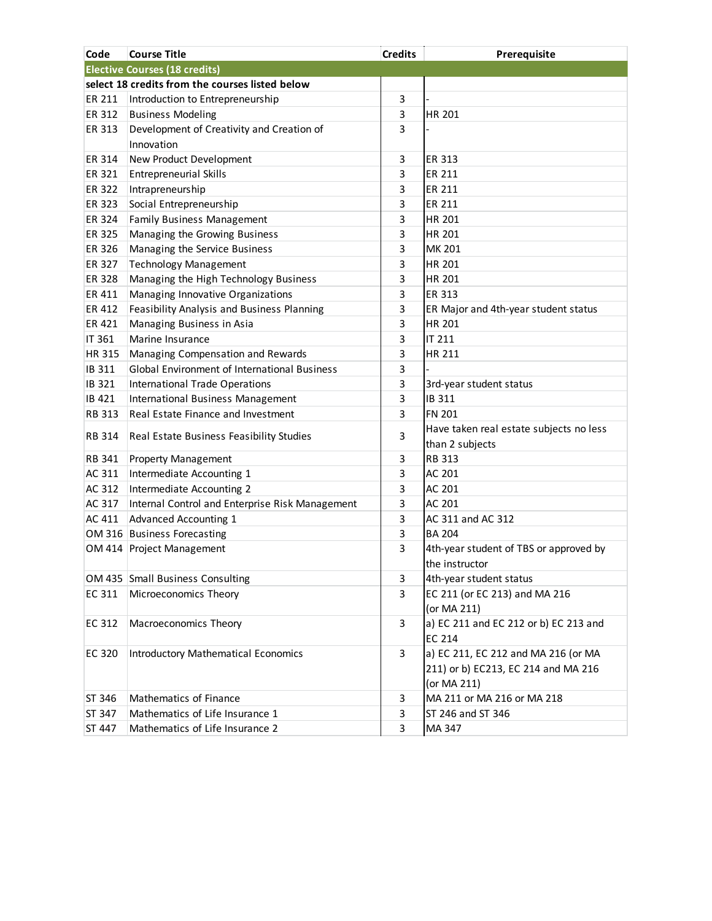| Code | Course Title | Credits | Prerequisite |
|---|---|---|---|
| **Elective Courses (18 credits)** | | | |
| **select 18 credits from the courses listed below** | | | |
| ER 211 | Introduction to Entrepreneurship | 3 | - |
| ER 312 | Business Modeling | 3 | HR 201 |
| ER 313 | Development of Creativity and Creation of Innovation | 3 | - |
| ER 314 | New Product Development | 3 | ER 313 |
| ER 321 | Entrepreneurial Skills | 3 | ER 211 |
| ER 322 | Intrapreneurship | 3 | ER 211 |
| ER 323 | Social Entrepreneurship | 3 | ER 211 |
| ER 324 | Family Business Management | 3 | HR 201 |
| ER 325 | Managing the Growing Business | 3 | HR 201 |
| ER 326 | Managing the Service Business | 3 | MK 201 |
| ER 327 | Technology Management | 3 | HR 201 |
| ER 328 | Managing the High Technology Business | 3 | HR 201 |
| ER 411 | Managing Innovative Organizations | 3 | ER 313 |
| ER 412 | Feasibility Analysis and Business Planning | 3 | ER Major and 4th-year student status |
| ER 421 | Managing Business in Asia | 3 | HR 201 |
| IT 361 | Marine Insurance | 3 | IT 211 |
| HR 315 | Managing Compensation and Rewards | 3 | HR 211 |
| IB 311 | Global Environment of International Business | 3 | - |
| IB 321 | International Trade Operations | 3 | 3rd-year student status |
| IB 421 | International Business Management | 3 | IB 311 |
| RB 313 | Real Estate Finance and Investment | 3 | FN 201 |
| RB 314 | Real Estate Business Feasibility Studies | 3 | Have taken real estate subjects no less than 2 subjects |
| RB 341 | Property Management | 3 | RB 313 |
| AC 311 | Intermediate Accounting 1 | 3 | AC 201 |
| AC 312 | Intermediate Accounting 2 | 3 | AC 201 |
| AC 317 | Internal Control and Enterprise Risk Management | 3 | AC 201 |
| AC 411 | Advanced Accounting 1 | 3 | AC 311 and AC 312 |
| OM 316 | Business Forecasting | 3 | BA 204 |
| OM 414 | Project Management | 3 | 4th-year student of TBS or approved by the instructor |
| OM 435 | Small Business Consulting | 3 | 4th-year student status |
| EC 311 | Microeconomics Theory | 3 | EC 211 (or EC 213) and MA 216 (or MA 211) |
| EC 312 | Macroeconomics Theory | 3 | a) EC 211 and EC 212 or b) EC 213 and EC 214 |
| EC 320 | Introductory Mathematical Economics | 3 | a) EC 211, EC 212 and MA 216 (or MA 211) or b) EC213, EC 214 and MA 216 (or MA 211) |
| ST 346 | Mathematics of Finance | 3 | MA 211 or MA 216 or MA 218 |
| ST 347 | Mathematics of Life Insurance 1 | 3 | ST 246 and ST 346 |
| ST 447 | Mathematics of Life Insurance 2 | 3 | MA 347 |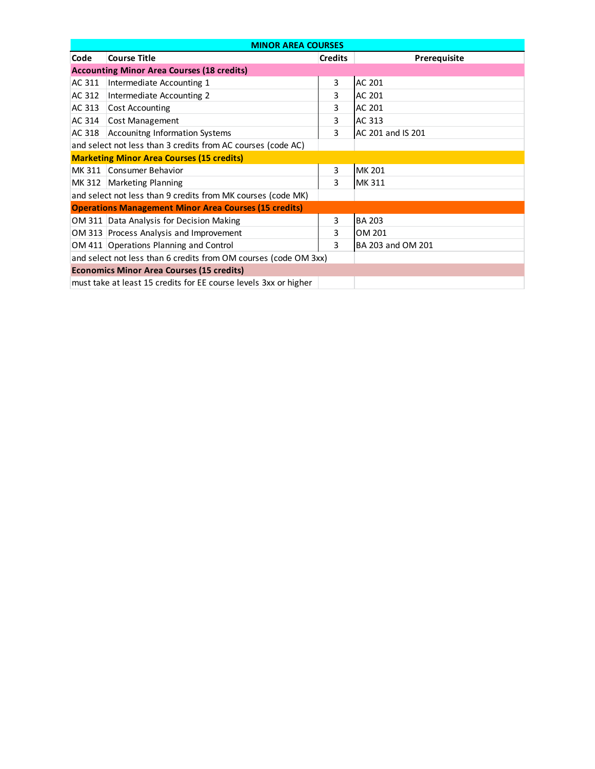| MINOR AREA COURSES | | | |
|---|---|---|---|
| **Code** | **Course Title** | **Credits** | **Prerequisite** |
| **Accounting Minor Area Courses (18 credits)** | | | |
| AC 311 | Intermediate Accounting 1 | 3 | AC 201 |
| AC 312 | Intermediate Accounting 2 | 3 | AC 201 |
| AC 313 | Cost Accounting | 3 | AC 201 |
| AC 314 | Cost Management | 3 | AC 313 |
| AC 318 | Accounitng Information Systems | 3 | AC 201 and IS 201 |
| and select not less than 3 credits from AC courses (code AC) | | | |
| **Marketing Minor Area Courses (15 credits)** | | | |
| MK 311 | Consumer Behavior | 3 | MK 201 |
| MK 312 | Marketing Planning | 3 | MK 311 |
| and select not less than 9 credits from MK courses (code MK) | | | |
| **Operations Management Minor Area Courses (15 credits)** | | | |
| OM 311 | Data Analysis for Decision Making | 3 | BA 203 |
| OM 313 | Process Analysis and Improvement | 3 | OM 201 |
| OM 411 | Operations Planning and Control | 3 | BA 203 and OM 201 |
| and select not less than 6 credits from OM courses (code OM 3xx) | | | |
| **Economics Minor Area Courses (15 credits)** | | | |
| must take at least 15 credits for EE course levels 3xx or higher | | | |